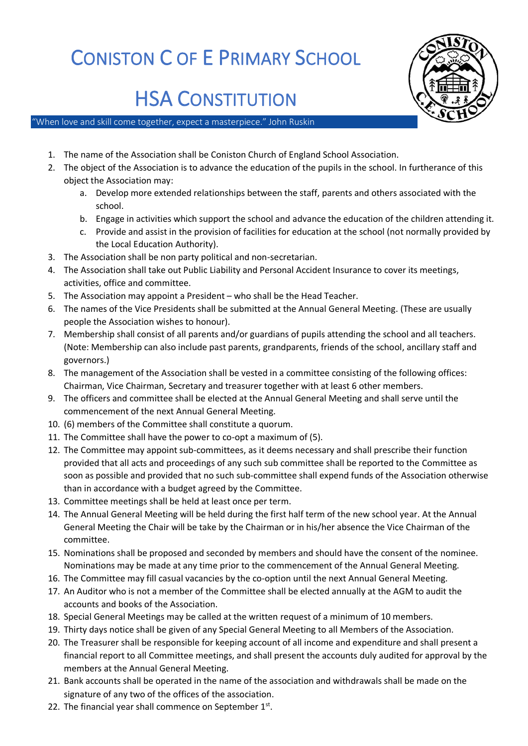# CONISTON C OF E PRIMARY SCHOOL

# HSA CONSTITUTION

"When love and skill come together, expect a masterpiece." John Ruskin

1. The name of the Association shall be Coniston Church of England School Association.
2. The object of the Association is to advance the education of the pupils in the school. In furtherance of this object the Association may:
    a. Develop more extended relationships between the staff, parents and others associated with the school.
    b. Engage in activities which support the school and advance the education of the children attending it.
    c. Provide and assist in the provision of facilities for education at the school (not normally provided by the Local Education Authority).
3. The Association shall be non party political and non-secretarian.
4. The Association shall take out Public Liability and Personal Accident Insurance to cover its meetings, activities, office and committee.
5. The Association may appoint a President – who shall be the Head Teacher.
6. The names of the Vice Presidents shall be submitted at the Annual General Meeting. (These are usually people the Association wishes to honour).
7. Membership shall consist of all parents and/or guardians of pupils attending the school and all teachers. (Note: Membership can also include past parents, grandparents, friends of the school, ancillary staff and governors.)
8. The management of the Association shall be vested in a committee consisting of the following offices: Chairman, Vice Chairman, Secretary and treasurer together with at least 6 other members.
9. The officers and committee shall be elected at the Annual General Meeting and shall serve until the commencement of the next Annual General Meeting.
10. (6) members of the Committee shall constitute a quorum.
11. The Committee shall have the power to co-opt a maximum of (5).
12. The Committee may appoint sub-committees, as it deems necessary and shall prescribe their function provided that all acts and proceedings of any such sub committee shall be reported to the Committee as soon as possible and provided that no such sub-committee shall expend funds of the Association otherwise than in accordance with a budget agreed by the Committee.
13. Committee meetings shall be held at least once per term.
14. The Annual General Meeting will be held during the first half term of the new school year. At the Annual General Meeting the Chair will be take by the Chairman or in his/her absence the Vice Chairman of the committee.
15. Nominations shall be proposed and seconded by members and should have the consent of the nominee. Nominations may be made at any time prior to the commencement of the Annual General Meeting.
16. The Committee may fill casual vacancies by the co-option until the next Annual General Meeting.
17. An Auditor who is not a member of the Committee shall be elected annually at the AGM to audit the accounts and books of the Association.
18. Special General Meetings may be called at the written request of a minimum of 10 members.
19. Thirty days notice shall be given of any Special General Meeting to all Members of the Association.
20. The Treasurer shall be responsible for keeping account of all income and expenditure and shall present a financial report to all Committee meetings, and shall present the accounts duly audited for approval by the members at the Annual General Meeting.
21. Bank accounts shall be operated in the name of the association and withdrawals shall be made on the signature of any two of the offices of the association.
22. The financial year shall commence on September 1st.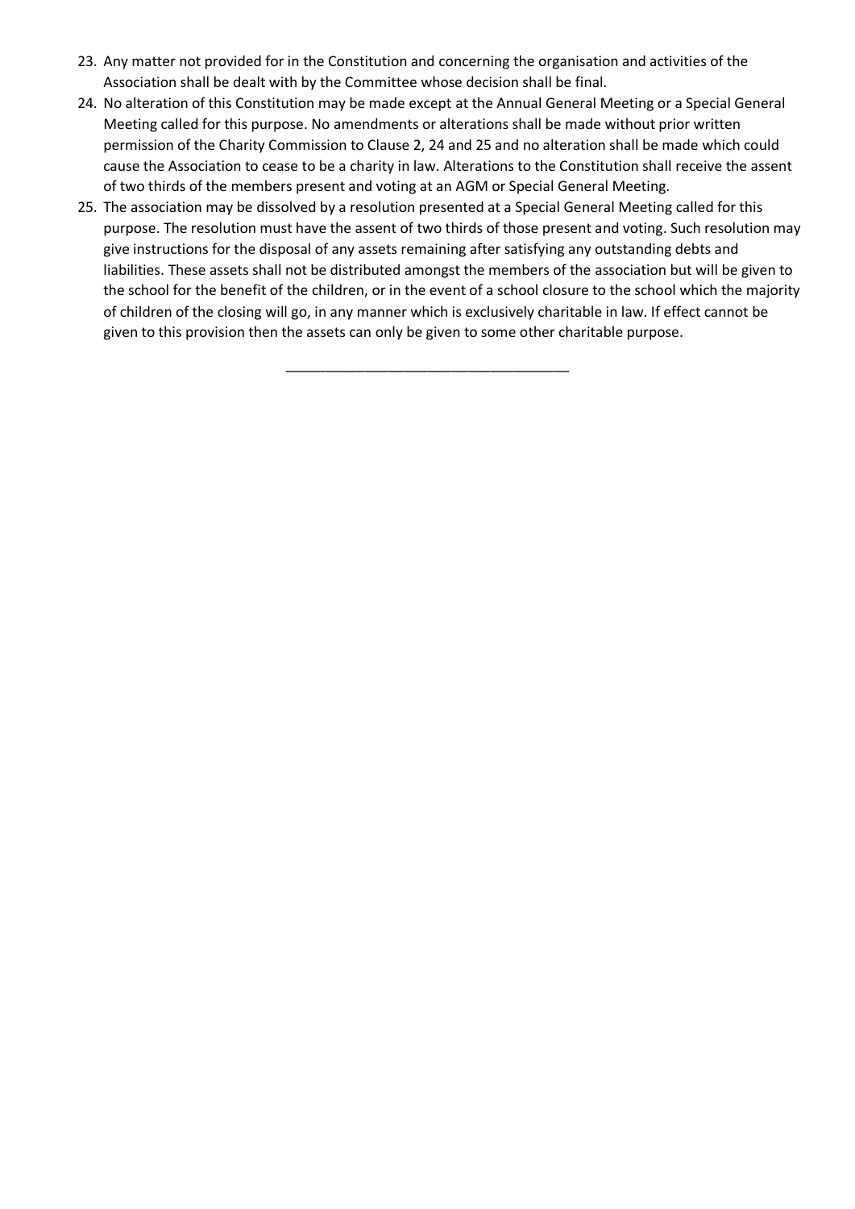23. Any matter not provided for in the Constitution and concerning the organisation and activities of the Association shall be dealt with by the Committee whose decision shall be final.
24. No alteration of this Constitution may be made except at the Annual General Meeting or a Special General Meeting called for this purpose. No amendments or alterations shall be made without prior written permission of the Charity Commission to Clause 2, 24 and 25 and no alteration shall be made which could cause the Association to cease to be a charity in law. Alterations to the Constitution shall receive the assent of two thirds of the members present and voting at an AGM or Special General Meeting.
25. The association may be dissolved by a resolution presented at a Special General Meeting called for this purpose. The resolution must have the assent of two thirds of those present and voting. Such resolution may give instructions for the disposal of any assets remaining after satisfying any outstanding debts and liabilities. These assets shall not be distributed amongst the members of the association but will be given to the school for the benefit of the children, or in the event of a school closure to the school which the majority of children of the closing will go, in any manner which is exclusively charitable in law. If effect cannot be given to this provision then the assets can only be given to some other charitable purpose.

___________________________________